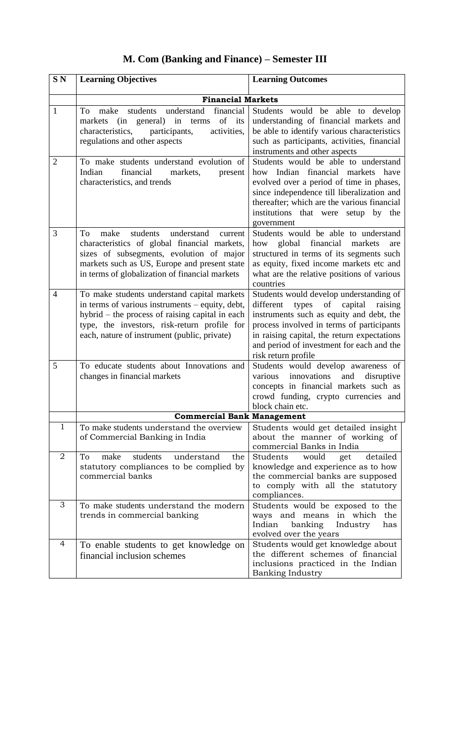# M. Com (Banking and Finance) – Semester III

| S N | Learning Objectives | Learning Outcomes |
|---|---|---|
| | **Financial Markets** | |
| 1 | To make students understand financial markets (in general) in terms of its characteristics, participants, activities, regulations and other aspects | Students would be able to develop understanding of financial markets and be able to identify various characteristics such as participants, activities, financial instruments and other aspects |
| 2 | To make students understand evolution of Indian financial markets, present characteristics, and trends | Students would be able to understand how Indian financial markets have evolved over a period of time in phases, since independence till liberalization and thereafter; which are the various financial institutions that were setup by the government |
| 3 | To make students understand current characteristics of global financial markets, sizes of subsegments, evolution of major markets such as US, Europe and present state in terms of globalization of financial markets | Students would be able to understand how global financial markets are structured in terms of its segments such as equity, fixed income markets etc and what are the relative positions of various countries |
| 4 | To make students understand capital markets in terms of various instruments – equity, debt, hybrid – the process of raising capital in each type, the investors, risk-return profile for each, nature of instrument (public, private) | Students would develop understanding of different types of capital raising instruments such as equity and debt, the process involved in terms of participants in raising capital, the return expectations and period of investment for each and the risk return profile |
| 5 | To educate students about Innovations and changes in financial markets | Students would develop awareness of various innovations and disruptive concepts in financial markets such as crowd funding, crypto currencies and block chain etc. |
| | **Commercial Bank Management** | |
| 1 | To make students understand the overview of Commercial Banking in India | Students would get detailed insight about the manner of working of commercial Banks in India |
| 2 | To make students understand the statutory compliances to be complied by commercial banks | Students would get detailed knowledge and experience as to how the commercial banks are supposed to comply with all the statutory compliances. |
| 3 | To make students understand the modern trends in commercial banking | Students would be exposed to the ways and means in which the Indian banking Industry has evolved over the years |
| 4 | To enable students to get knowledge on financial inclusion schemes | Students would get knowledge about the different schemes of financial inclusions practiced in the Indian Banking Industry |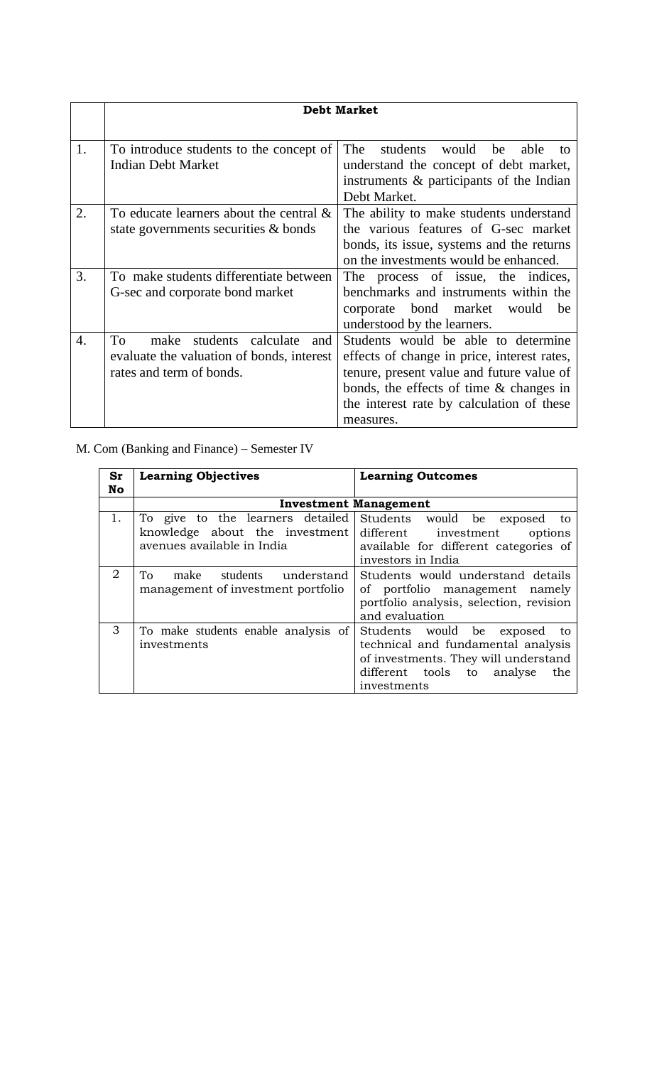| | Debt Market | |
|---|---|---|
| 1. | To introduce students to the concept of Indian Debt Market | The students would be able to understand the concept of debt market, instruments & participants of the Indian Debt Market. |
| 2. | To educate learners about the central & state governments securities & bonds | The ability to make students understand the various features of G-sec market bonds, its issue, systems and the returns on the investments would be enhanced. |
| 3. | To make students differentiate between G-sec and corporate bond market | The process of issue, the indices, benchmarks and instruments within the corporate bond market would be understood by the learners. |
| 4. | To make students calculate and evaluate the valuation of bonds, interest rates and term of bonds. | Students would be able to determine effects of change in price, interest rates, tenure, present value and future value of bonds, the effects of time & changes in the interest rate by calculation of these measures. |

M. Com (Banking and Finance) – Semester IV

| Sr No | Learning Objectives | Learning Outcomes |
|---|---|---|
| | **Investment Management** | |
| 1. | To give to the learners detailed knowledge about the investment avenues available in India | Students would be exposed to different investment options available for different categories of investors in India |
| 2 | To make students understand management of investment portfolio | Students would understand details of portfolio management namely portfolio analysis, selection, revision and evaluation |
| 3 | To make students enable analysis of investments | Students would be exposed to technical and fundamental analysis of investments. They will understand different tools to analyse the investments |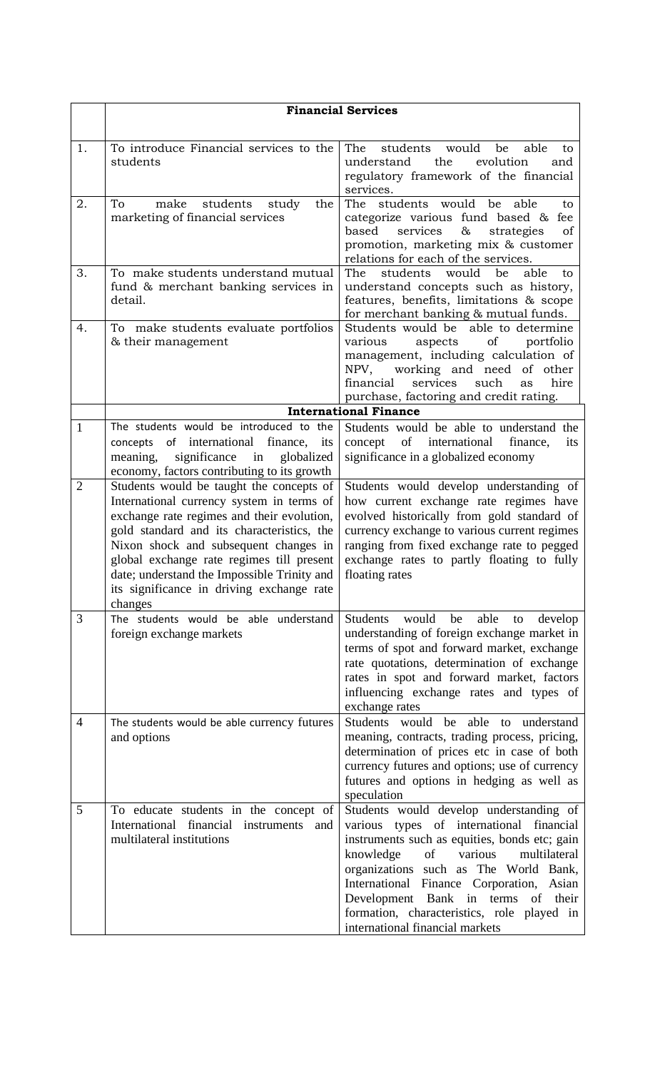| | Financial Services | |
|---|---|---|
| 1. | To introduce Financial services to the students | The students would be able to understand the evolution and regulatory framework of the financial services. |
| 2. | To make students study the marketing of financial services | The students would be able to categorize various fund based & fee based services & strategies of promotion, marketing mix & customer relations for each of the services. |
| 3. | To make students understand mutual fund & merchant banking services in detail. | The students would be able to understand concepts such as history, features, benefits, limitations & scope for merchant banking & mutual funds. |
| 4. | To make students evaluate portfolios & their management | Students would be able to determine various aspects of portfolio management, including calculation of NPV, working and need of other financial services such as hire purchase, factoring and credit rating. |
| | **International Finance** | |
| 1 | The students would be introduced to the concepts of international finance, its meaning, significance in globalized economy, factors contributing to its growth | Students would be able to understand the concept of international finance, its significance in a globalized economy |
| 2 | Students would be taught the concepts of International currency system in terms of exchange rate regimes and their evolution, gold standard and its characteristics, the Nixon shock and subsequent changes in global exchange rate regimes till present date; understand the Impossible Trinity and its significance in driving exchange rate changes | Students would develop understanding of how current exchange rate regimes have evolved historically from gold standard of currency exchange to various current regimes ranging from fixed exchange rate to pegged exchange rates to partly floating to fully floating rates |
| 3 | The students would be able understand foreign exchange markets | Students would be able to develop understanding of foreign exchange market in terms of spot and forward market, exchange rate quotations, determination of exchange rates in spot and forward market, factors influencing exchange rates and types of exchange rates |
| 4 | The students would be able currency futures and options | Students would be able to understand meaning, contracts, trading process, pricing, determination of prices etc in case of both currency futures and options; use of currency futures and options in hedging as well as speculation |
| 5 | To educate students in the concept of International financial instruments and multilateral institutions | Students would develop understanding of various types of international financial instruments such as equities, bonds etc; gain knowledge of various multilateral organizations such as The World Bank, International Finance Corporation, Asian Development Bank in terms of their formation, characteristics, role played in international financial markets |